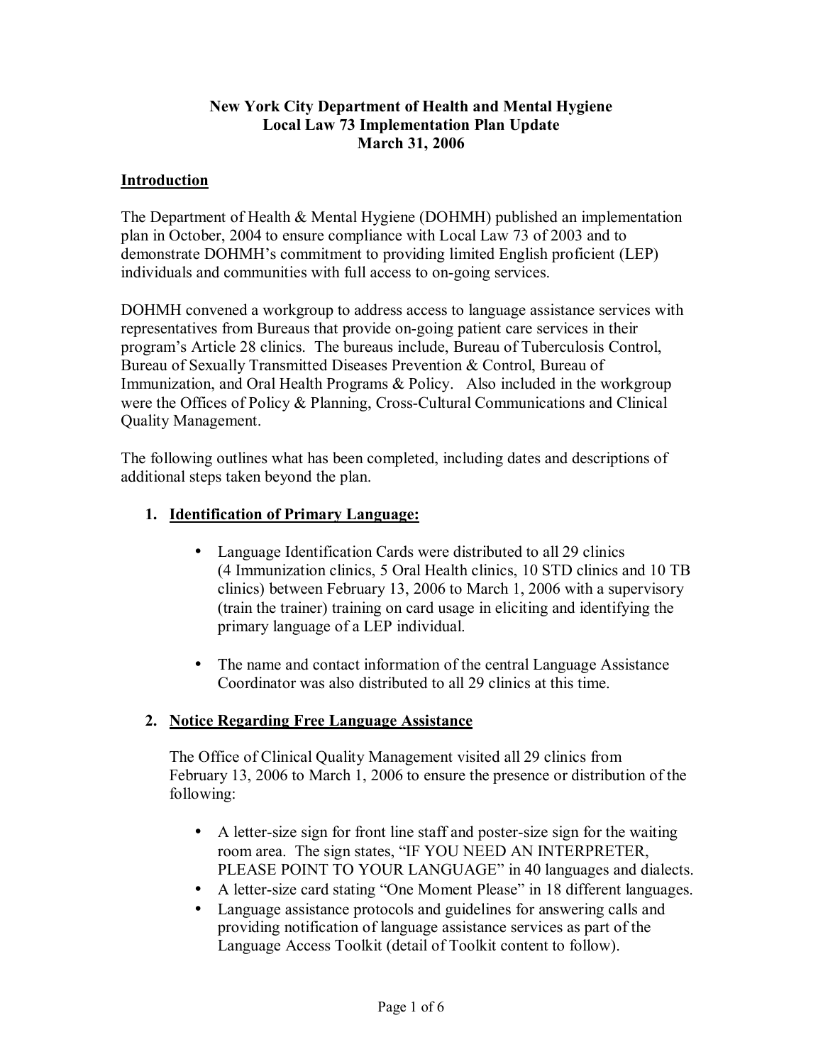**New York City Department of Health and Mental Hygiene**
**Local Law 73 Implementation Plan Update**
**March 31, 2006**

## Introduction

The Department of Health & Mental Hygiene (DOHMH) published an implementation plan in October, 2004 to ensure compliance with Local Law 73 of 2003 and to demonstrate DOHMH's commitment to providing limited English proficient (LEP) individuals and communities with full access to on-going services.

DOHMH convened a workgroup to address access to language assistance services with representatives from Bureaus that provide on-going patient care services in their program's Article 28 clinics. The bureaus include, Bureau of Tuberculosis Control, Bureau of Sexually Transmitted Diseases Prevention & Control, Bureau of Immunization, and Oral Health Programs & Policy. Also included in the workgroup were the Offices of Policy & Planning, Cross-Cultural Communications and Clinical Quality Management.

The following outlines what has been completed, including dates and descriptions of additional steps taken beyond the plan.

1. **Identification of Primary Language:**

   - Language Identification Cards were distributed to all 29 clinics (4 Immunization clinics, 5 Oral Health clinics, 10 STD clinics and 10 TB clinics) between February 13, 2006 to March 1, 2006 with a supervisory (train the trainer) training on card usage in eliciting and identifying the primary language of a LEP individual.

   - The name and contact information of the central Language Assistance Coordinator was also distributed to all 29 clinics at this time.

2. **Notice Regarding Free Language Assistance**

   The Office of Clinical Quality Management visited all 29 clinics from February 13, 2006 to March 1, 2006 to ensure the presence or distribution of the following:

   - A letter-size sign for front line staff and poster-size sign for the waiting room area. The sign states, "IF YOU NEED AN INTERPRETER, PLEASE POINT TO YOUR LANGUAGE" in 40 languages and dialects.
   - A letter-size card stating "One Moment Please" in 18 different languages.
   - Language assistance protocols and guidelines for answering calls and providing notification of language assistance services as part of the Language Access Toolkit (detail of Toolkit content to follow).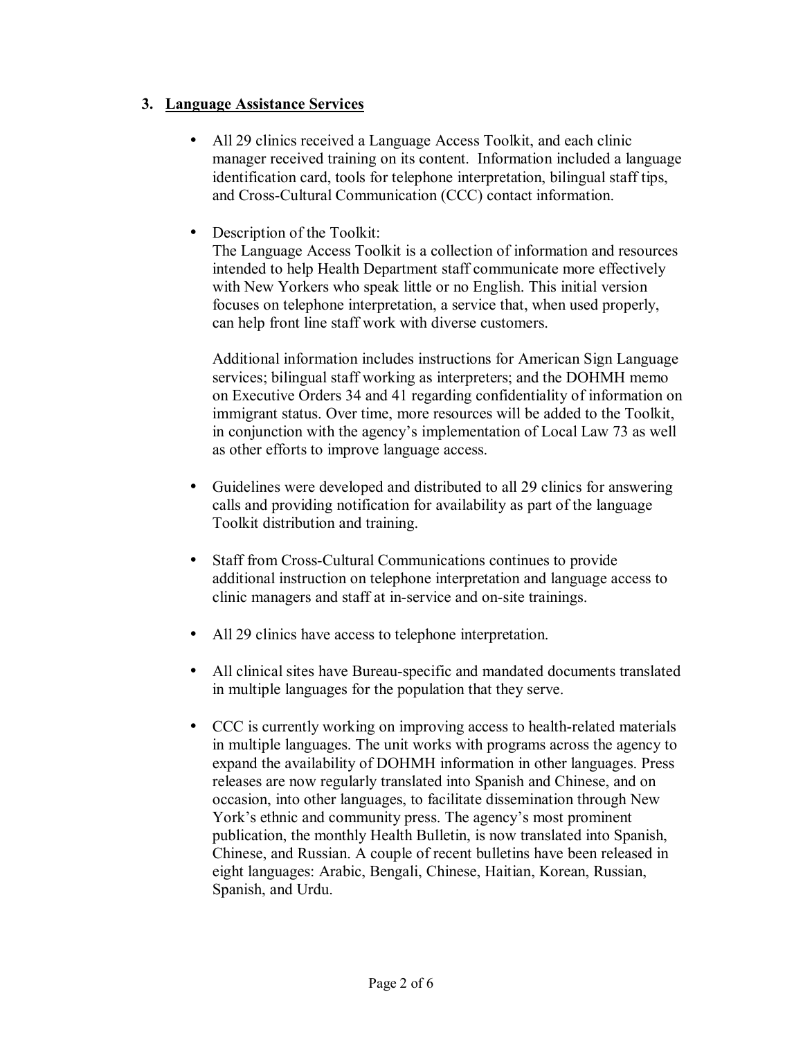### 3. Language Assistance Services

- All 29 clinics received a Language Access Toolkit, and each clinic manager received training on its content. Information included a language identification card, tools for telephone interpretation, bilingual staff tips, and Cross-Cultural Communication (CCC) contact information.

- Description of the Toolkit:
  The Language Access Toolkit is a collection of information and resources intended to help Health Department staff communicate more effectively with New Yorkers who speak little or no English. This initial version focuses on telephone interpretation, a service that, when used properly, can help front line staff work with diverse customers.

  Additional information includes instructions for American Sign Language services; bilingual staff working as interpreters; and the DOHMH memo on Executive Orders 34 and 41 regarding confidentiality of information on immigrant status. Over time, more resources will be added to the Toolkit, in conjunction with the agency's implementation of Local Law 73 as well as other efforts to improve language access.

- Guidelines were developed and distributed to all 29 clinics for answering calls and providing notification for availability as part of the language Toolkit distribution and training.

- Staff from Cross-Cultural Communications continues to provide additional instruction on telephone interpretation and language access to clinic managers and staff at in-service and on-site trainings.

- All 29 clinics have access to telephone interpretation.

- All clinical sites have Bureau-specific and mandated documents translated in multiple languages for the population that they serve.

- CCC is currently working on improving access to health-related materials in multiple languages. The unit works with programs across the agency to expand the availability of DOHMH information in other languages. Press releases are now regularly translated into Spanish and Chinese, and on occasion, into other languages, to facilitate dissemination through New York's ethnic and community press. The agency's most prominent publication, the monthly Health Bulletin, is now translated into Spanish, Chinese, and Russian. A couple of recent bulletins have been released in eight languages: Arabic, Bengali, Chinese, Haitian, Korean, Russian, Spanish, and Urdu.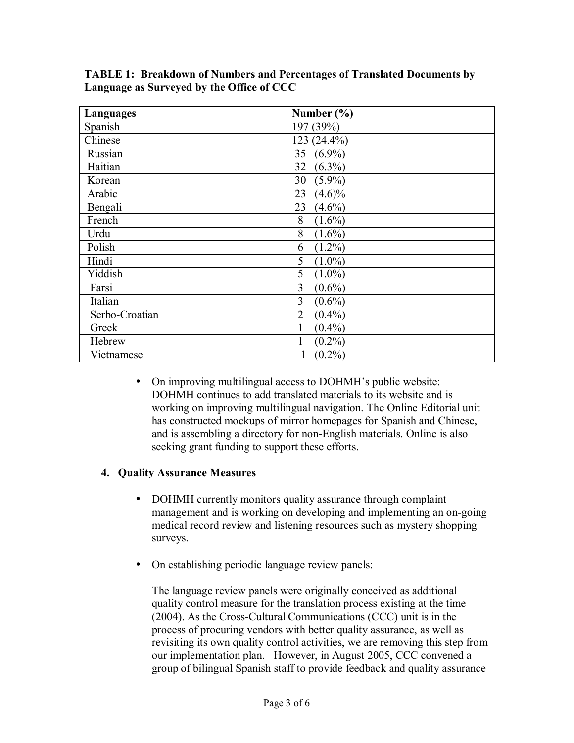**TABLE 1: Breakdown of Numbers and Percentages of Translated Documents by Language as Surveyed by the Office of CCC**

| Languages | Number (%) |
|---|---|
| Spanish | 197 (39%) |
| Chinese | 123 (24.4%) |
| Russian | 35 (6.9%) |
| Haitian | 32 (6.3%) |
| Korean | 30 (5.9%) |
| Arabic | 23 (4.6)% |
| Bengali | 23 (4.6%) |
| French | 8 (1.6%) |
| Urdu | 8 (1.6%) |
| Polish | 6 (1.2%) |
| Hindi | 5 (1.0%) |
| Yiddish | 5 (1.0%) |
| Farsi | 3 (0.6%) |
| Italian | 3 (0.6%) |
| Serbo-Croatian | 2 (0.4%) |
| Greek | 1 (0.4%) |
| Hebrew | 1 (0.2%) |
| Vietnamese | 1 (0.2%) |

- On improving multilingual access to DOHMH's public website: DOHMH continues to add translated materials to its website and is working on improving multilingual navigation. The Online Editorial unit has constructed mockups of mirror homepages for Spanish and Chinese, and is assembling a directory for non-English materials. Online is also seeking grant funding to support these efforts.

**4. <u>Quality Assurance Measures</u>**

- DOHMH currently monitors quality assurance through complaint management and is working on developing and implementing an on-going medical record review and listening resources such as mystery shopping surveys.

- On establishing periodic language review panels:

  The language review panels were originally conceived as additional quality control measure for the translation process existing at the time (2004). As the Cross-Cultural Communications (CCC) unit is in the process of procuring vendors with better quality assurance, as well as revisiting its own quality control activities, we are removing this step from our implementation plan. However, in August 2005, CCC convened a group of bilingual Spanish staff to provide feedback and quality assurance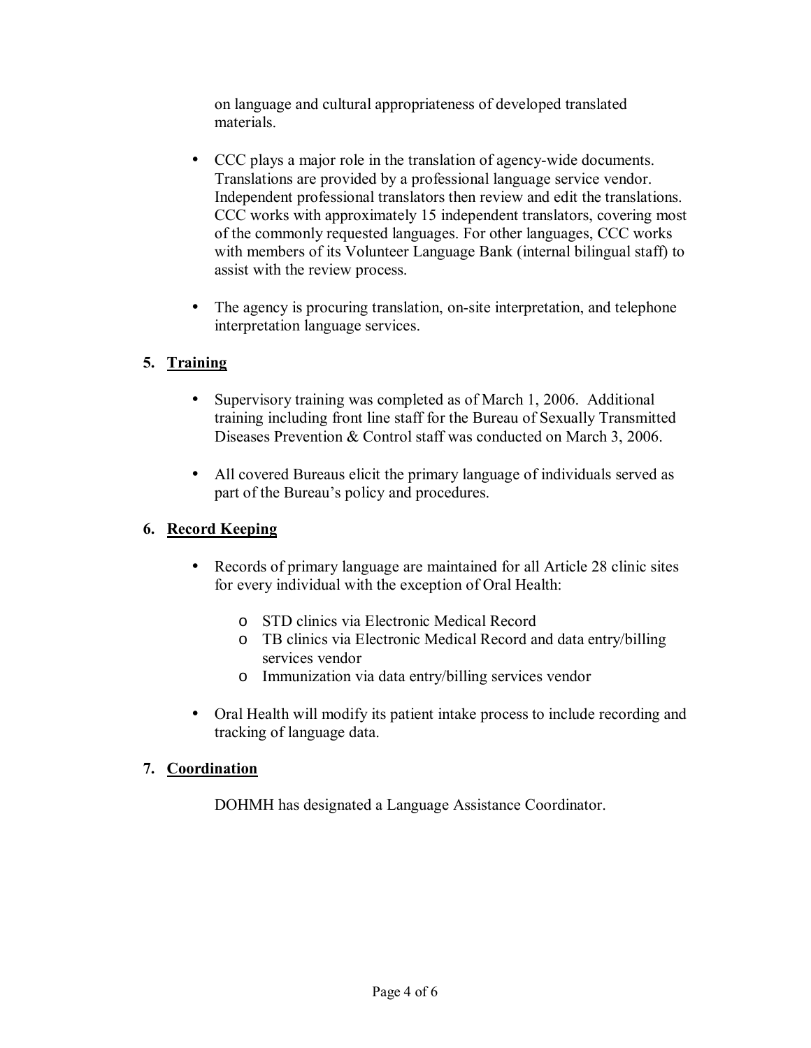on language and cultural appropriateness of developed translated materials.

- CCC plays a major role in the translation of agency-wide documents. Translations are provided by a professional language service vendor. Independent professional translators then review and edit the translations. CCC works with approximately 15 independent translators, covering most of the commonly requested languages. For other languages, CCC works with members of its Volunteer Language Bank (internal bilingual staff) to assist with the review process.

- The agency is procuring translation, on-site interpretation, and telephone interpretation language services.

## 5. Training

- Supervisory training was completed as of March 1, 2006. Additional training including front line staff for the Bureau of Sexually Transmitted Diseases Prevention & Control staff was conducted on March 3, 2006.

- All covered Bureaus elicit the primary language of individuals served as part of the Bureau's policy and procedures.

## 6. Record Keeping

- Records of primary language are maintained for all Article 28 clinic sites for every individual with the exception of Oral Health:
  - STD clinics via Electronic Medical Record
  - TB clinics via Electronic Medical Record and data entry/billing services vendor
  - Immunization via data entry/billing services vendor

- Oral Health will modify its patient intake process to include recording and tracking of language data.

## 7. Coordination

DOHMH has designated a Language Assistance Coordinator.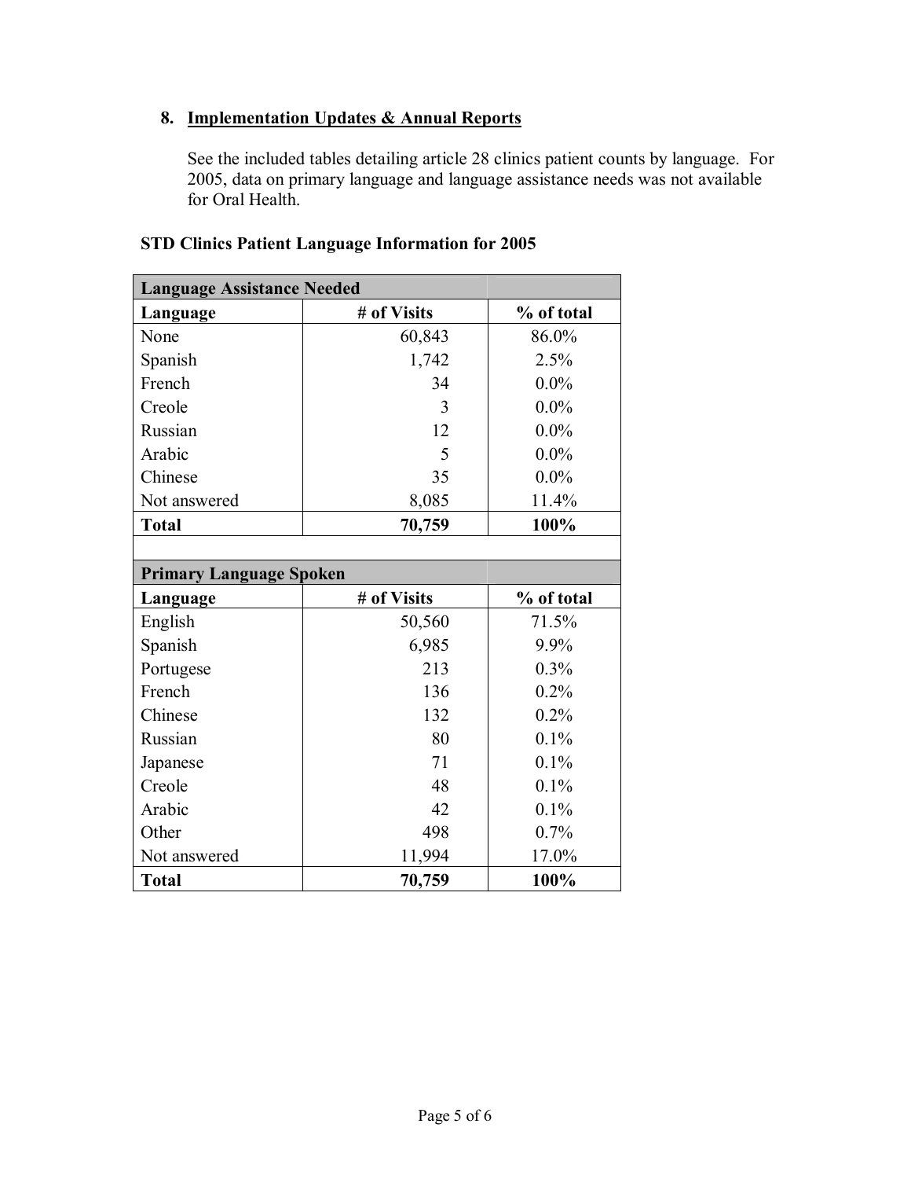## 8. Implementation Updates & Annual Reports

See the included tables detailing article 28 clinics patient counts by language. For 2005, data on primary language and language assistance needs was not available for Oral Health.

**STD Clinics Patient Language Information for 2005**

| **Language Assistance Needed** | | |
|---|---|---|
| **Language** | **# of Visits** | **% of total** |
| None | 60,843 | 86.0% |
| Spanish | 1,742 | 2.5% |
| French | 34 | 0.0% |
| Creole | 3 | 0.0% |
| Russian | 12 | 0.0% |
| Arabic | 5 | 0.0% |
| Chinese | 35 | 0.0% |
| Not answered | 8,085 | 11.4% |
| **Total** | **70,759** | **100%** |
| | | |
| **Primary Language Spoken** | | |
| **Language** | **# of Visits** | **% of total** |
| English | 50,560 | 71.5% |
| Spanish | 6,985 | 9.9% |
| Portugese | 213 | 0.3% |
| French | 136 | 0.2% |
| Chinese | 132 | 0.2% |
| Russian | 80 | 0.1% |
| Japanese | 71 | 0.1% |
| Creole | 48 | 0.1% |
| Arabic | 42 | 0.1% |
| Other | 498 | 0.7% |
| Not answered | 11,994 | 17.0% |
| **Total** | **70,759** | **100%** |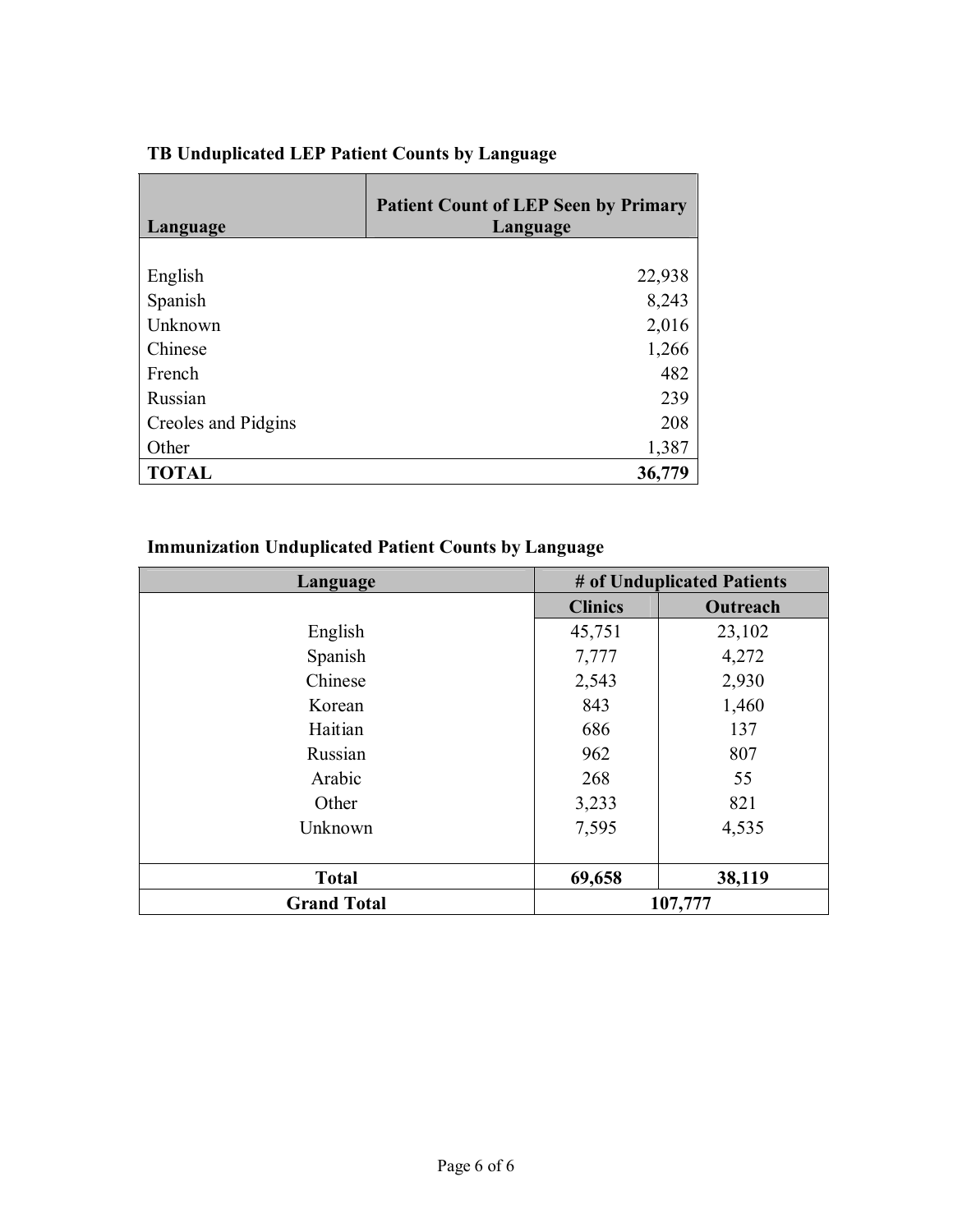**TB Unduplicated LEP Patient Counts by Language**

| Language | Patient Count of LEP Seen by Primary Language |
|---|---|
| English | 22,938 |
| Spanish | 8,243 |
| Unknown | 2,016 |
| Chinese | 1,266 |
| French | 482 |
| Russian | 239 |
| Creoles and Pidgins | 208 |
| Other | 1,387 |
| **TOTAL** | **36,779** |

**Immunization Unduplicated Patient Counts by Language**

| Language | # of Unduplicated Patients | |
|---|---|---|
| | **Clinics** | **Outreach** |
| English | 45,751 | 23,102 |
| Spanish | 7,777 | 4,272 |
| Chinese | 2,543 | 2,930 |
| Korean | 843 | 1,460 |
| Haitian | 686 | 137 |
| Russian | 962 | 807 |
| Arabic | 268 | 55 |
| Other | 3,233 | 821 |
| Unknown | 7,595 | 4,535 |
| **Total** | **69,658** | **38,119** |
| **Grand Total** | **107,777** | |